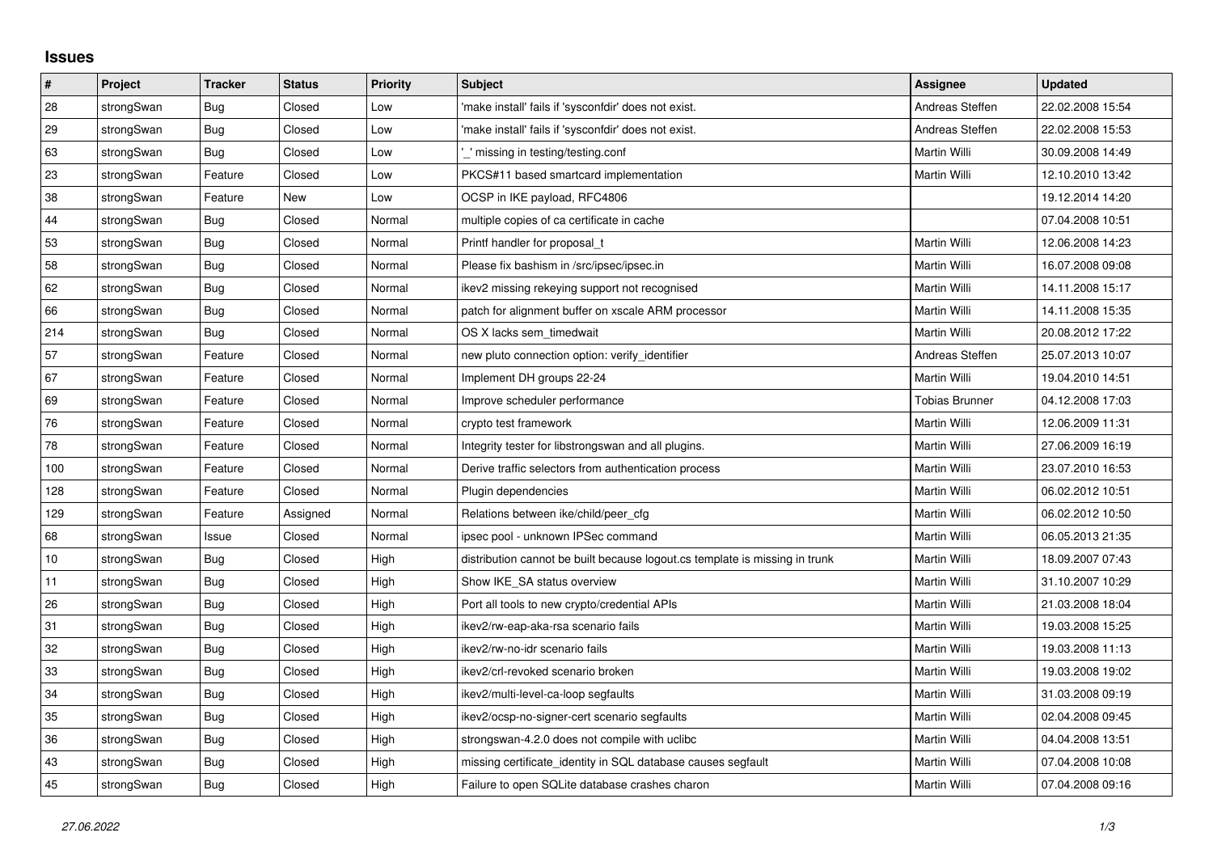# Issues

| # | Project | Tracker | Status | Priority | Subject | Assignee | Updated |
|---|---|---|---|---|---|---|---|
| 28 | strongSwan | Bug | Closed | Low | 'make install' fails if 'sysconfdir' does not exist. | Andreas Steffen | 22.02.2008 15:54 |
| 29 | strongSwan | Bug | Closed | Low | 'make install' fails if 'sysconfdir' does not exist. | Andreas Steffen | 22.02.2008 15:53 |
| 63 | strongSwan | Bug | Closed | Low | '_' missing in testing/testing.conf | Martin Willi | 30.09.2008 14:49 |
| 23 | strongSwan | Feature | Closed | Low | PKCS#11 based smartcard implementation | Martin Willi | 12.10.2010 13:42 |
| 38 | strongSwan | Feature | New | Low | OCSP in IKE payload, RFC4806 | | 19.12.2014 14:20 |
| 44 | strongSwan | Bug | Closed | Normal | multiple copies of ca certificate in cache | | 07.04.2008 10:51 |
| 53 | strongSwan | Bug | Closed | Normal | Printf handler for proposal_t | Martin Willi | 12.06.2008 14:23 |
| 58 | strongSwan | Bug | Closed | Normal | Please fix bashism in /src/ipsec/ipsec.in | Martin Willi | 16.07.2008 09:08 |
| 62 | strongSwan | Bug | Closed | Normal | ikev2 missing rekeying support not recognised | Martin Willi | 14.11.2008 15:17 |
| 66 | strongSwan | Bug | Closed | Normal | patch for alignment buffer on xscale ARM processor | Martin Willi | 14.11.2008 15:35 |
| 214 | strongSwan | Bug | Closed | Normal | OS X lacks sem_timedwait | Martin Willi | 20.08.2012 17:22 |
| 57 | strongSwan | Feature | Closed | Normal | new pluto connection option: verify_identifier | Andreas Steffen | 25.07.2013 10:07 |
| 67 | strongSwan | Feature | Closed | Normal | Implement DH groups 22-24 | Martin Willi | 19.04.2010 14:51 |
| 69 | strongSwan | Feature | Closed | Normal | Improve scheduler performance | Tobias Brunner | 04.12.2008 17:03 |
| 76 | strongSwan | Feature | Closed | Normal | crypto test framework | Martin Willi | 12.06.2009 11:31 |
| 78 | strongSwan | Feature | Closed | Normal | Integrity tester for libstrongswan and all plugins. | Martin Willi | 27.06.2009 16:19 |
| 100 | strongSwan | Feature | Closed | Normal | Derive traffic selectors from authentication process | Martin Willi | 23.07.2010 16:53 |
| 128 | strongSwan | Feature | Closed | Normal | Plugin dependencies | Martin Willi | 06.02.2012 10:51 |
| 129 | strongSwan | Feature | Assigned | Normal | Relations between ike/child/peer_cfg | Martin Willi | 06.02.2012 10:50 |
| 68 | strongSwan | Issue | Closed | Normal | ipsec pool - unknown IPSec command | Martin Willi | 06.05.2013 21:35 |
| 10 | strongSwan | Bug | Closed | High | distribution cannot be built because logout.cs template is missing in trunk | Martin Willi | 18.09.2007 07:43 |
| 11 | strongSwan | Bug | Closed | High | Show IKE_SA status overview | Martin Willi | 31.10.2007 10:29 |
| 26 | strongSwan | Bug | Closed | High | Port all tools to new crypto/credential APIs | Martin Willi | 21.03.2008 18:04 |
| 31 | strongSwan | Bug | Closed | High | ikev2/rw-eap-aka-rsa scenario fails | Martin Willi | 19.03.2008 15:25 |
| 32 | strongSwan | Bug | Closed | High | ikev2/rw-no-idr scenario fails | Martin Willi | 19.03.2008 11:13 |
| 33 | strongSwan | Bug | Closed | High | ikev2/crl-revoked scenario broken | Martin Willi | 19.03.2008 19:02 |
| 34 | strongSwan | Bug | Closed | High | ikev2/multi-level-ca-loop segfaults | Martin Willi | 31.03.2008 09:19 |
| 35 | strongSwan | Bug | Closed | High | ikev2/ocsp-no-signer-cert scenario segfaults | Martin Willi | 02.04.2008 09:45 |
| 36 | strongSwan | Bug | Closed | High | strongswan-4.2.0 does not compile with uclibc | Martin Willi | 04.04.2008 13:51 |
| 43 | strongSwan | Bug | Closed | High | missing certificate_identity in SQL database causes segfault | Martin Willi | 07.04.2008 10:08 |
| 45 | strongSwan | Bug | Closed | High | Failure to open SQLite database crashes charon | Martin Willi | 07.04.2008 09:16 |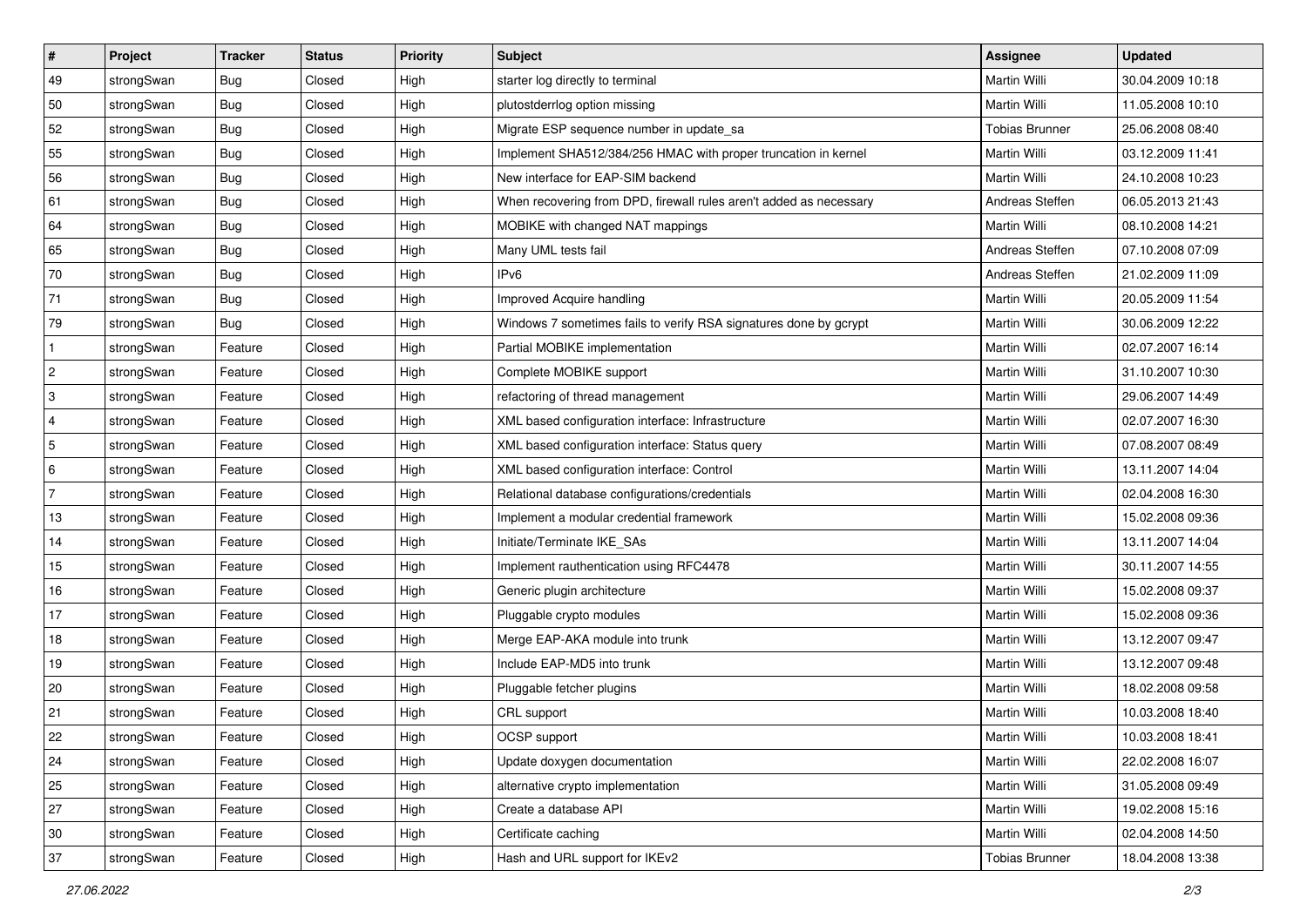| # | Project | Tracker | Status | Priority | Subject | Assignee | Updated |
|---|---|---|---|---|---|---|---|
| 49 | strongSwan | Bug | Closed | High | starter log directly to terminal | Martin Willi | 30.04.2009 10:18 |
| 50 | strongSwan | Bug | Closed | High | plutostderrlog option missing | Martin Willi | 11.05.2008 10:10 |
| 52 | strongSwan | Bug | Closed | High | Migrate ESP sequence number in update_sa | Tobias Brunner | 25.06.2008 08:40 |
| 55 | strongSwan | Bug | Closed | High | Implement SHA512/384/256 HMAC with proper truncation in kernel | Martin Willi | 03.12.2009 11:41 |
| 56 | strongSwan | Bug | Closed | High | New interface for EAP-SIM backend | Martin Willi | 24.10.2008 10:23 |
| 61 | strongSwan | Bug | Closed | High | When recovering from DPD, firewall rules aren't added as necessary | Andreas Steffen | 06.05.2013 21:43 |
| 64 | strongSwan | Bug | Closed | High | MOBIKE with changed NAT mappings | Martin Willi | 08.10.2008 14:21 |
| 65 | strongSwan | Bug | Closed | High | Many UML tests fail | Andreas Steffen | 07.10.2008 07:09 |
| 70 | strongSwan | Bug | Closed | High | IPv6 | Andreas Steffen | 21.02.2009 11:09 |
| 71 | strongSwan | Bug | Closed | High | Improved Acquire handling | Martin Willi | 20.05.2009 11:54 |
| 79 | strongSwan | Bug | Closed | High | Windows 7 sometimes fails to verify RSA signatures done by gcrypt | Martin Willi | 30.06.2009 12:22 |
| 1 | strongSwan | Feature | Closed | High | Partial MOBIKE implementation | Martin Willi | 02.07.2007 16:14 |
| 2 | strongSwan | Feature | Closed | High | Complete MOBIKE support | Martin Willi | 31.10.2007 10:30 |
| 3 | strongSwan | Feature | Closed | High | refactoring of thread management | Martin Willi | 29.06.2007 14:49 |
| 4 | strongSwan | Feature | Closed | High | XML based configuration interface: Infrastructure | Martin Willi | 02.07.2007 16:30 |
| 5 | strongSwan | Feature | Closed | High | XML based configuration interface: Status query | Martin Willi | 07.08.2007 08:49 |
| 6 | strongSwan | Feature | Closed | High | XML based configuration interface: Control | Martin Willi | 13.11.2007 14:04 |
| 7 | strongSwan | Feature | Closed | High | Relational database configurations/credentials | Martin Willi | 02.04.2008 16:30 |
| 13 | strongSwan | Feature | Closed | High | Implement a modular credential framework | Martin Willi | 15.02.2008 09:36 |
| 14 | strongSwan | Feature | Closed | High | Initiate/Terminate IKE_SAs | Martin Willi | 13.11.2007 14:04 |
| 15 | strongSwan | Feature | Closed | High | Implement rauthentication using RFC4478 | Martin Willi | 30.11.2007 14:55 |
| 16 | strongSwan | Feature | Closed | High | Generic plugin architecture | Martin Willi | 15.02.2008 09:37 |
| 17 | strongSwan | Feature | Closed | High | Pluggable crypto modules | Martin Willi | 15.02.2008 09:36 |
| 18 | strongSwan | Feature | Closed | High | Merge EAP-AKA module into trunk | Martin Willi | 13.12.2007 09:47 |
| 19 | strongSwan | Feature | Closed | High | Include EAP-MD5 into trunk | Martin Willi | 13.12.2007 09:48 |
| 20 | strongSwan | Feature | Closed | High | Pluggable fetcher plugins | Martin Willi | 18.02.2008 09:58 |
| 21 | strongSwan | Feature | Closed | High | CRL support | Martin Willi | 10.03.2008 18:40 |
| 22 | strongSwan | Feature | Closed | High | OCSP support | Martin Willi | 10.03.2008 18:41 |
| 24 | strongSwan | Feature | Closed | High | Update doxygen documentation | Martin Willi | 22.02.2008 16:07 |
| 25 | strongSwan | Feature | Closed | High | alternative crypto implementation | Martin Willi | 31.05.2008 09:49 |
| 27 | strongSwan | Feature | Closed | High | Create a database API | Martin Willi | 19.02.2008 15:16 |
| 30 | strongSwan | Feature | Closed | High | Certificate caching | Martin Willi | 02.04.2008 14:50 |
| 37 | strongSwan | Feature | Closed | High | Hash and URL support for IKEv2 | Tobias Brunner | 18.04.2008 13:38 |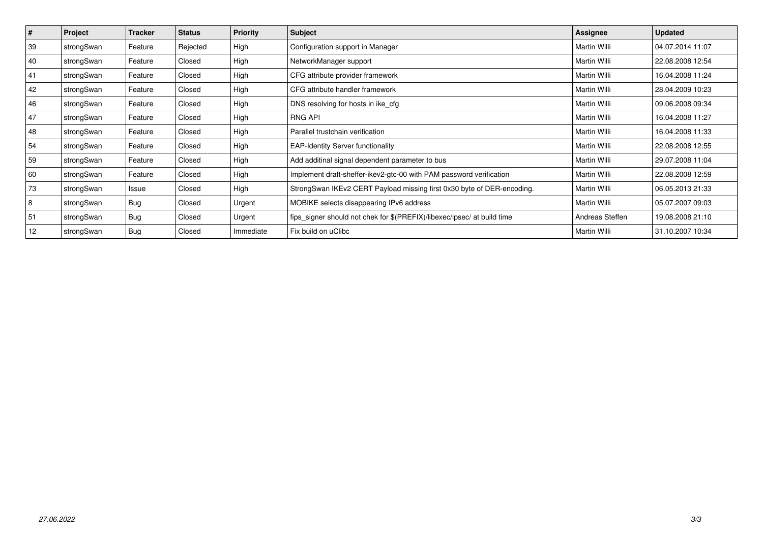| # | Project | Tracker | Status | Priority | Subject | Assignee | Updated |
|---|---|---|---|---|---|---|---|
| 39 | strongSwan | Feature | Rejected | High | Configuration support in Manager | Martin Willi | 04.07.2014 11:07 |
| 40 | strongSwan | Feature | Closed | High | NetworkManager support | Martin Willi | 22.08.2008 12:54 |
| 41 | strongSwan | Feature | Closed | High | CFG attribute provider framework | Martin Willi | 16.04.2008 11:24 |
| 42 | strongSwan | Feature | Closed | High | CFG attribute handler framework | Martin Willi | 28.04.2009 10:23 |
| 46 | strongSwan | Feature | Closed | High | DNS resolving for hosts in ike_cfg | Martin Willi | 09.06.2008 09:34 |
| 47 | strongSwan | Feature | Closed | High | RNG API | Martin Willi | 16.04.2008 11:27 |
| 48 | strongSwan | Feature | Closed | High | Parallel trustchain verification | Martin Willi | 16.04.2008 11:33 |
| 54 | strongSwan | Feature | Closed | High | EAP-Identity Server functionality | Martin Willi | 22.08.2008 12:55 |
| 59 | strongSwan | Feature | Closed | High | Add additinal signal dependent parameter to bus | Martin Willi | 29.07.2008 11:04 |
| 60 | strongSwan | Feature | Closed | High | Implement draft-sheffer-ikev2-gtc-00 with PAM password verification | Martin Willi | 22.08.2008 12:59 |
| 73 | strongSwan | Issue | Closed | High | StrongSwan IKEv2 CERT Payload missing first 0x30 byte of DER-encoding. | Martin Willi | 06.05.2013 21:33 |
| 8 | strongSwan | Bug | Closed | Urgent | MOBIKE selects disappearing IPv6 address | Martin Willi | 05.07.2007 09:03 |
| 51 | strongSwan | Bug | Closed | Urgent | fips_signer should not chek for $(PREFIX)/libexec/ipsec/ at build time | Andreas Steffen | 19.08.2008 21:10 |
| 12 | strongSwan | Bug | Closed | Immediate | Fix build on uClibc | Martin Willi | 31.10.2007 10:34 |

*27.06.2022*